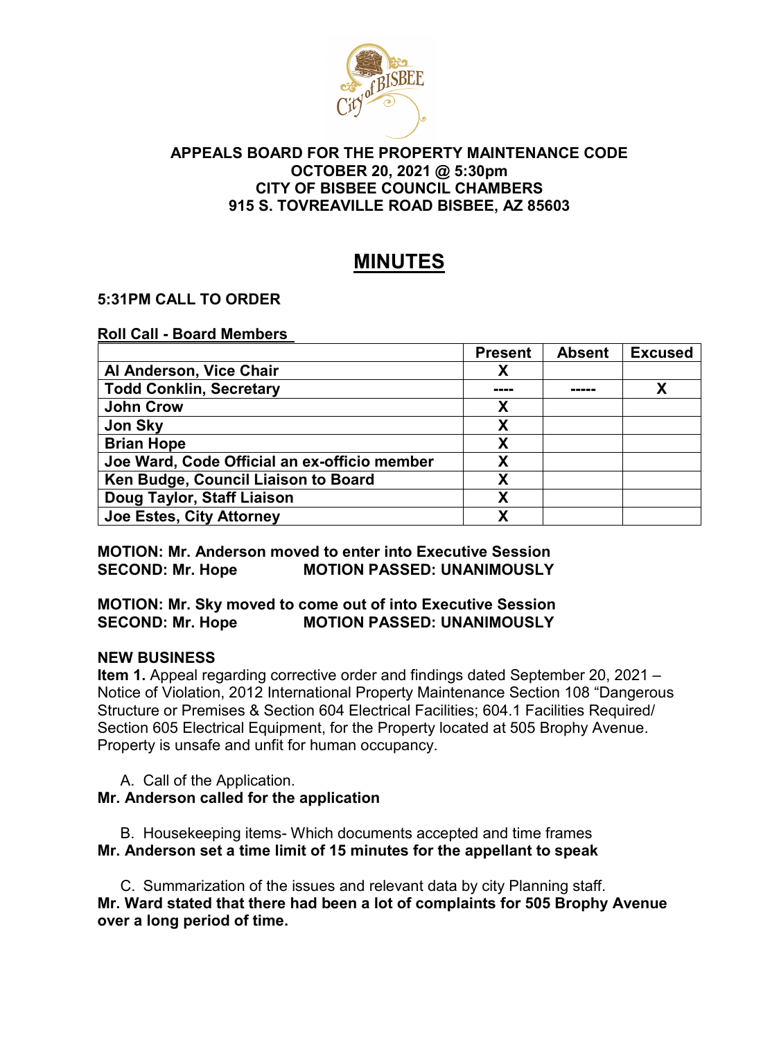**APPEALS BOARD FOR THE PROPERTY MAINTENANCE CODE**
**OCTOBER 20, 2021 @ 5:30pm**
**CITY OF BISBEE COUNCIL CHAMBERS**
**915 S. TOVREAVILLE ROAD BISBEE, AZ 85603**

# MINUTES

**5:31PM CALL TO ORDER**

**Roll Call - Board Members**

| | Present | Absent | Excused |
|---|---|---|---|
| **Al Anderson, Vice Chair** | X | | |
| **Todd Conklin, Secretary** | ---- | ----- | X |
| **John Crow** | X | | |
| **Jon Sky** | X | | |
| **Brian Hope** | X | | |
| **Joe Ward, Code Official an ex-officio member** | X | | |
| **Ken Budge, Council Liaison to Board** | X | | |
| **Doug Taylor, Staff Liaison** | X | | |
| **Joe Estes, City Attorney** | X | | |

**MOTION: Mr. Anderson moved to enter into Executive Session**
**SECOND: Mr. Hope MOTION PASSED: UNANIMOUSLY**

**MOTION: Mr. Sky moved to come out of into Executive Session**
**SECOND: Mr. Hope MOTION PASSED: UNANIMOUSLY**

**NEW BUSINESS**

**Item 1.** Appeal regarding corrective order and findings dated September 20, 2021 – Notice of Violation, 2012 International Property Maintenance Section 108 "Dangerous Structure or Premises & Section 604 Electrical Facilities; 604.1 Facilities Required/ Section 605 Electrical Equipment, for the Property located at 505 Brophy Avenue. Property is unsafe and unfit for human occupancy.

A. Call of the Application.

**Mr. Anderson called for the application**

B. Housekeeping items- Which documents accepted and time frames

**Mr. Anderson set a time limit of 15 minutes for the appellant to speak**

C. Summarization of the issues and relevant data by city Planning staff.

**Mr. Ward stated that there had been a lot of complaints for 505 Brophy Avenue over a long period of time.**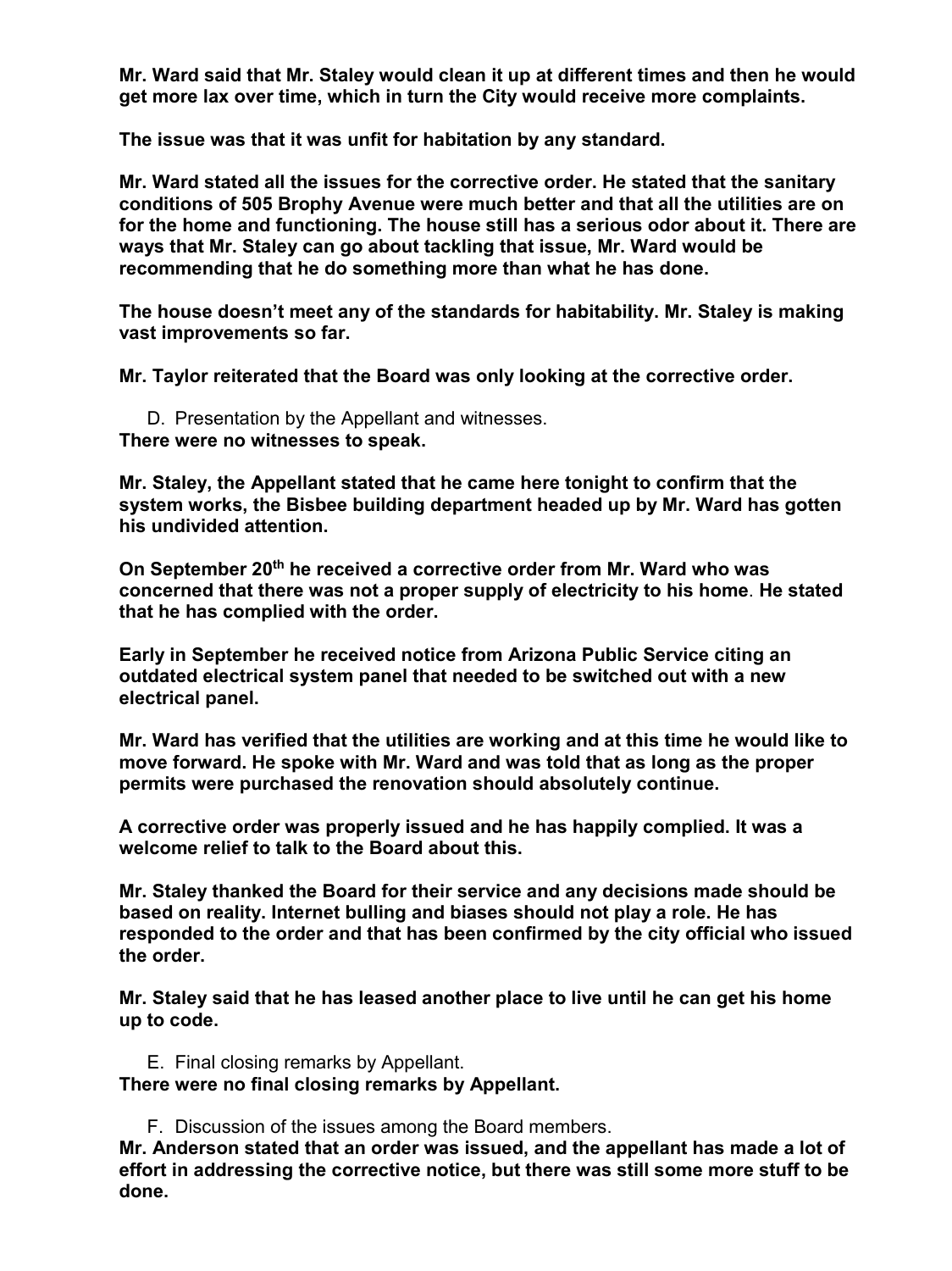**Mr. Ward said that Mr. Staley would clean it up at different times and then he would get more lax over time, which in turn the City would receive more complaints.**

**The issue was that it was unfit for habitation by any standard.**

**Mr. Ward stated all the issues for the corrective order. He stated that the sanitary conditions of 505 Brophy Avenue were much better and that all the utilities are on for the home and functioning. The house still has a serious odor about it. There are ways that Mr. Staley can go about tackling that issue, Mr. Ward would be recommending that he do something more than what he has done.**

**The house doesn't meet any of the standards for habitability. Mr. Staley is making vast improvements so far.**

**Mr. Taylor reiterated that the Board was only looking at the corrective order.**

D. Presentation by the Appellant and witnesses.

**There were no witnesses to speak.**

**Mr. Staley, the Appellant stated that he came here tonight to confirm that the system works, the Bisbee building department headed up by Mr. Ward has gotten his undivided attention.**

**On September 20th he received a corrective order from Mr. Ward who was concerned that there was not a proper supply of electricity to his home. He stated that he has complied with the order.**

**Early in September he received notice from Arizona Public Service citing an outdated electrical system panel that needed to be switched out with a new electrical panel.**

**Mr. Ward has verified that the utilities are working and at this time he would like to move forward. He spoke with Mr. Ward and was told that as long as the proper permits were purchased the renovation should absolutely continue.**

**A corrective order was properly issued and he has happily complied. It was a welcome relief to talk to the Board about this.**

**Mr. Staley thanked the Board for their service and any decisions made should be based on reality. Internet bulling and biases should not play a role. He has responded to the order and that has been confirmed by the city official who issued the order.**

**Mr. Staley said that he has leased another place to live until he can get his home up to code.**

E. Final closing remarks by Appellant.

**There were no final closing remarks by Appellant.**

F. Discussion of the issues among the Board members.

**Mr. Anderson stated that an order was issued, and the appellant has made a lot of effort in addressing the corrective notice, but there was still some more stuff to be done.**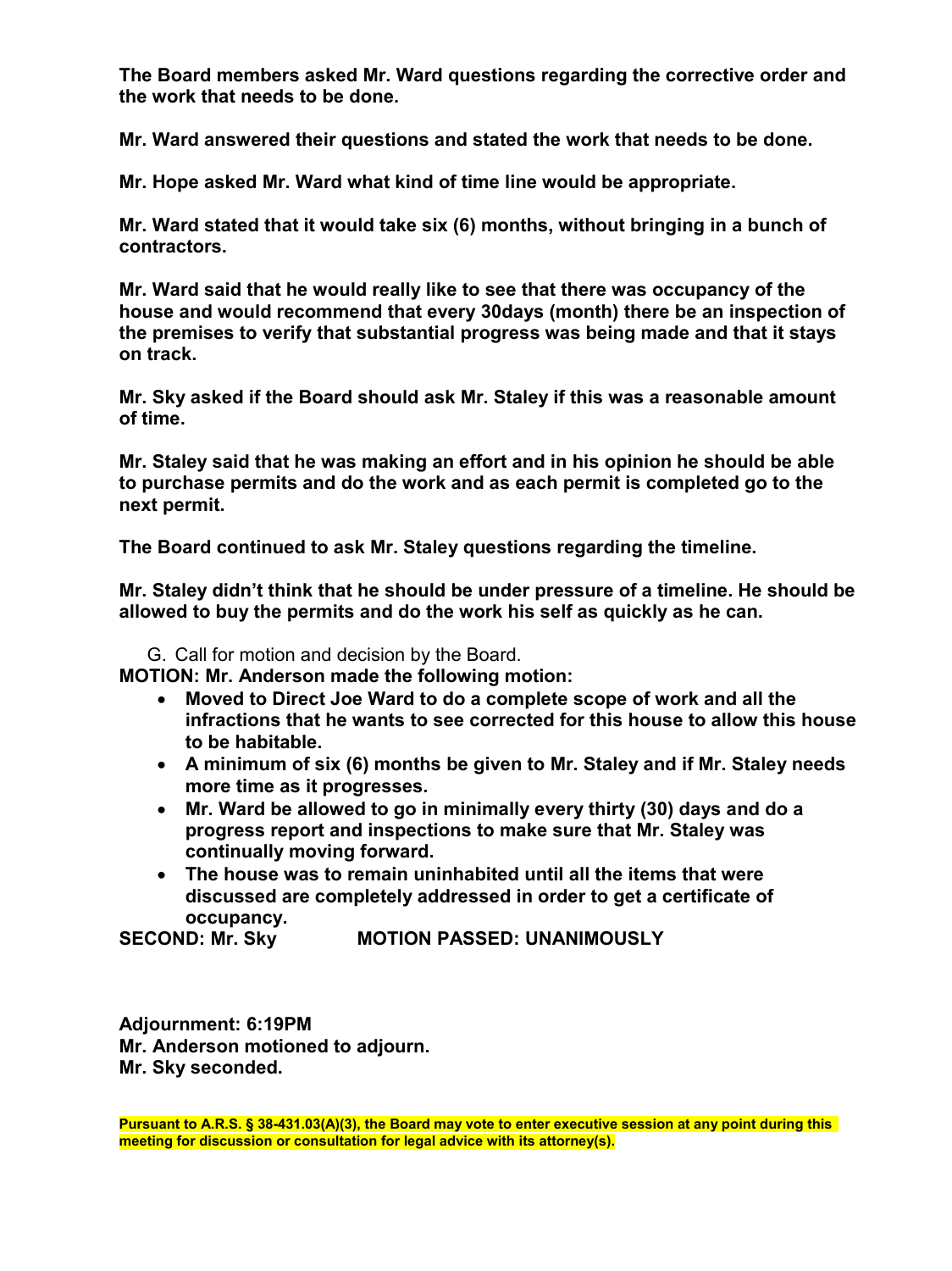**The Board members asked Mr. Ward questions regarding the corrective order and the work that needs to be done.**

**Mr. Ward answered their questions and stated the work that needs to be done.**

**Mr. Hope asked Mr. Ward what kind of time line would be appropriate.**

**Mr. Ward stated that it would take six (6) months, without bringing in a bunch of contractors.**

**Mr. Ward said that he would really like to see that there was occupancy of the house and would recommend that every 30days (month) there be an inspection of the premises to verify that substantial progress was being made and that it stays on track.**

**Mr. Sky asked if the Board should ask Mr. Staley if this was a reasonable amount of time.**

**Mr. Staley said that he was making an effort and in his opinion he should be able to purchase permits and do the work and as each permit is completed go to the next permit.**

**The Board continued to ask Mr. Staley questions regarding the timeline.**

**Mr. Staley didn't think that he should be under pressure of a timeline. He should be allowed to buy the permits and do the work his self as quickly as he can.**

G. Call for motion and decision by the Board.

**MOTION: Mr. Anderson made the following motion:**

- **Moved to Direct Joe Ward to do a complete scope of work and all the infractions that he wants to see corrected for this house to allow this house to be habitable.**
- **A minimum of six (6) months be given to Mr. Staley and if Mr. Staley needs more time as it progresses.**
- **Mr. Ward be allowed to go in minimally every thirty (30) days and do a progress report and inspections to make sure that Mr. Staley was continually moving forward.**
- **The house was to remain uninhabited until all the items that were discussed are completely addressed in order to get a certificate of occupancy.**

**SECOND: Mr. Sky MOTION PASSED: UNANIMOUSLY**

**Adjournment: 6:19PM**
**Mr. Anderson motioned to adjourn.**
**Mr. Sky seconded.**

**Pursuant to A.R.S. § 38-431.03(A)(3), the Board may vote to enter executive session at any point during this meeting for discussion or consultation for legal advice with its attorney(s).**